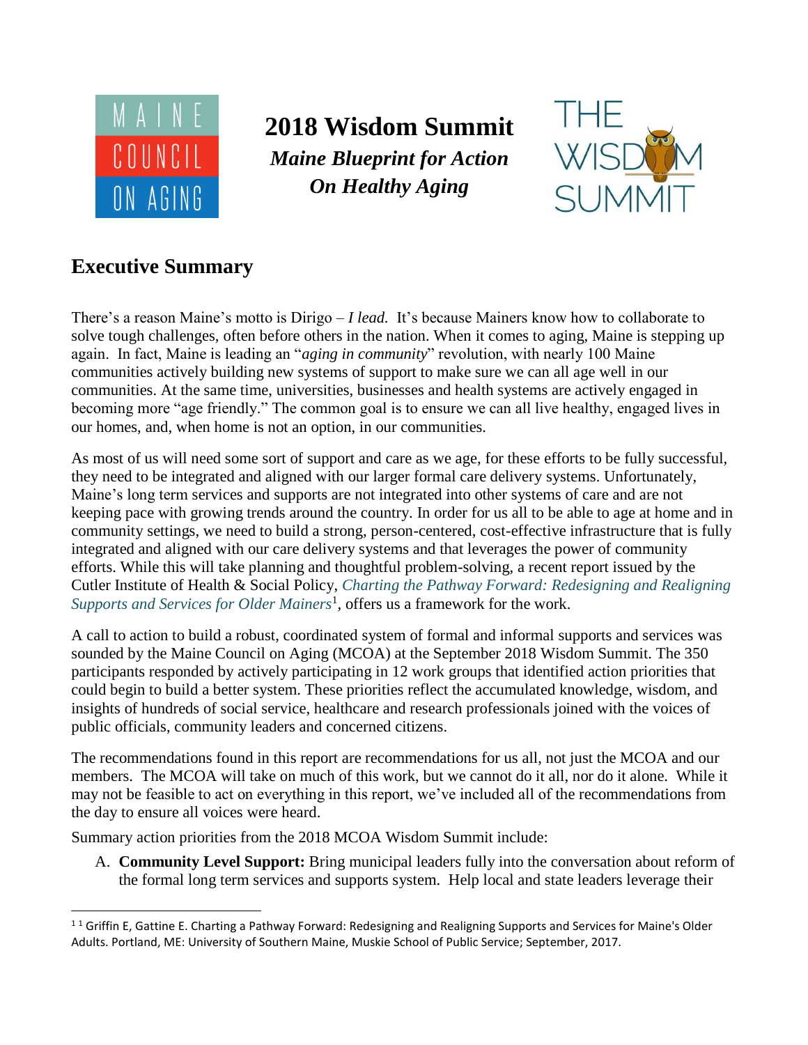MAINE COUNCIL ON AGING

# 2018 Wisdom Summit

***Maine Blueprint for Action***
***On Healthy Aging***

THE WISDOM SUMMIT

## Executive Summary

There's a reason Maine's motto is Dirigo – *I lead.* It's because Mainers know how to collaborate to solve tough challenges, often before others in the nation. When it comes to aging, Maine is stepping up again. In fact, Maine is leading an "*aging in community*" revolution, with nearly 100 Maine communities actively building new systems of support to make sure we can all age well in our communities. At the same time, universities, businesses and health systems are actively engaged in becoming more "age friendly." The common goal is to ensure we can all live healthy, engaged lives in our homes, and, when home is not an option, in our communities.

As most of us will need some sort of support and care as we age, for these efforts to be fully successful, they need to be integrated and aligned with our larger formal care delivery systems. Unfortunately, Maine's long term services and supports are not integrated into other systems of care and are not keeping pace with growing trends around the country. In order for us all to be able to age at home and in community settings, we need to build a strong, person-centered, cost-effective infrastructure that is fully integrated and aligned with our care delivery systems and that leverages the power of community efforts. While this will take planning and thoughtful problem-solving, a recent report issued by the Cutler Institute of Health & Social Policy, *Charting the Pathway Forward: Redesigning and Realigning Supports and Services for Older Mainers*[1], offers us a framework for the work.

A call to action to build a robust, coordinated system of formal and informal supports and services was sounded by the Maine Council on Aging (MCOA) at the September 2018 Wisdom Summit. The 350 participants responded by actively participating in 12 work groups that identified action priorities that could begin to build a better system. These priorities reflect the accumulated knowledge, wisdom, and insights of hundreds of social service, healthcare and research professionals joined with the voices of public officials, community leaders and concerned citizens.

The recommendations found in this report are recommendations for us all, not just the MCOA and our members. The MCOA will take on much of this work, but we cannot do it all, nor do it alone. While it may not be feasible to act on everything in this report, we've included all of the recommendations from the day to ensure all voices were heard.

Summary action priorities from the 2018 MCOA Wisdom Summit include:

A. **Community Level Support:** Bring municipal leaders fully into the conversation about reform of the formal long term services and supports system. Help local and state leaders leverage their

---

[1] [1] Griffin E, Gattine E. Charting a Pathway Forward: Redesigning and Realigning Supports and Services for Maine's Older Adults. Portland, ME: University of Southern Maine, Muskie School of Public Service; September, 2017.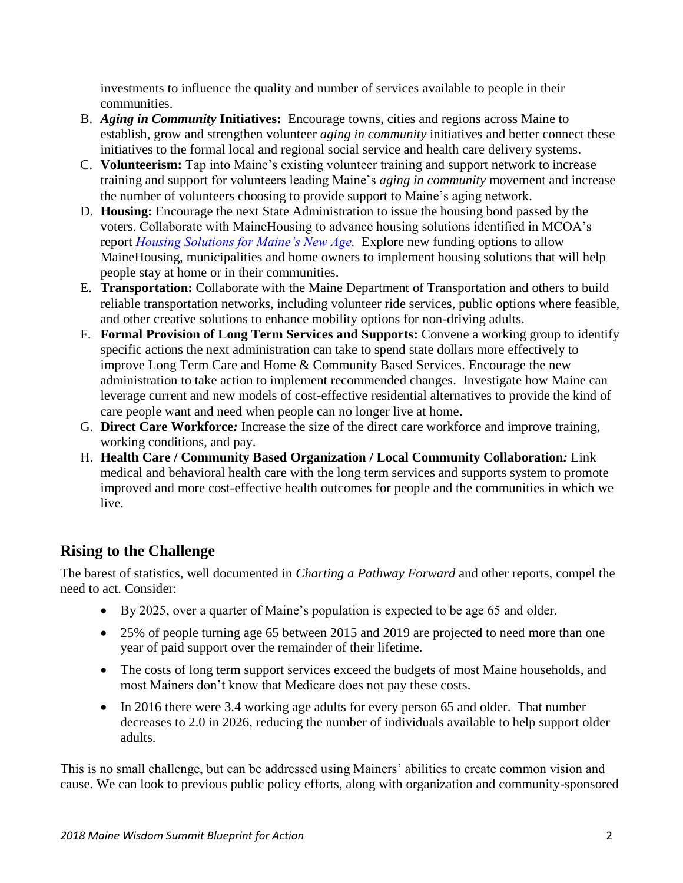investments to influence the quality and number of services available to people in their communities.

B. ***Aging in Community* Initiatives:** Encourage towns, cities and regions across Maine to establish, grow and strengthen volunteer *aging in community* initiatives and better connect these initiatives to the formal local and regional social service and health care delivery systems.
C. **Volunteerism:** Tap into Maine's existing volunteer training and support network to increase training and support for volunteers leading Maine's *aging in community* movement and increase the number of volunteers choosing to provide support to Maine's aging network.
D. **Housing:** Encourage the next State Administration to issue the housing bond passed by the voters. Collaborate with MaineHousing to advance housing solutions identified in MCOA's report *Housing Solutions for Maine's New Age.* Explore new funding options to allow MaineHousing, municipalities and home owners to implement housing solutions that will help people stay at home or in their communities.
E. **Transportation:** Collaborate with the Maine Department of Transportation and others to build reliable transportation networks, including volunteer ride services, public options where feasible, and other creative solutions to enhance mobility options for non-driving adults.
F. **Formal Provision of Long Term Services and Supports:** Convene a working group to identify specific actions the next administration can take to spend state dollars more effectively to improve Long Term Care and Home & Community Based Services. Encourage the new administration to take action to implement recommended changes. Investigate how Maine can leverage current and new models of cost-effective residential alternatives to provide the kind of care people want and need when people can no longer live at home.
G. **Direct Care Workforce*:*** Increase the size of the direct care workforce and improve training, working conditions, and pay.
H. **Health Care / Community Based Organization / Local Community Collaboration*:*** Link medical and behavioral health care with the long term services and supports system to promote improved and more cost-effective health outcomes for people and the communities in which we live.

## Rising to the Challenge

The barest of statistics, well documented in *Charting a Pathway Forward* and other reports, compel the need to act. Consider:

- By 2025, over a quarter of Maine's population is expected to be age 65 and older.
- 25% of people turning age 65 between 2015 and 2019 are projected to need more than one year of paid support over the remainder of their lifetime.
- The costs of long term support services exceed the budgets of most Maine households, and most Mainers don't know that Medicare does not pay these costs.
- In 2016 there were 3.4 working age adults for every person 65 and older. That number decreases to 2.0 in 2026, reducing the number of individuals available to help support older adults.

This is no small challenge, but can be addressed using Mainers' abilities to create common vision and cause. We can look to previous public policy efforts, along with organization and community-sponsored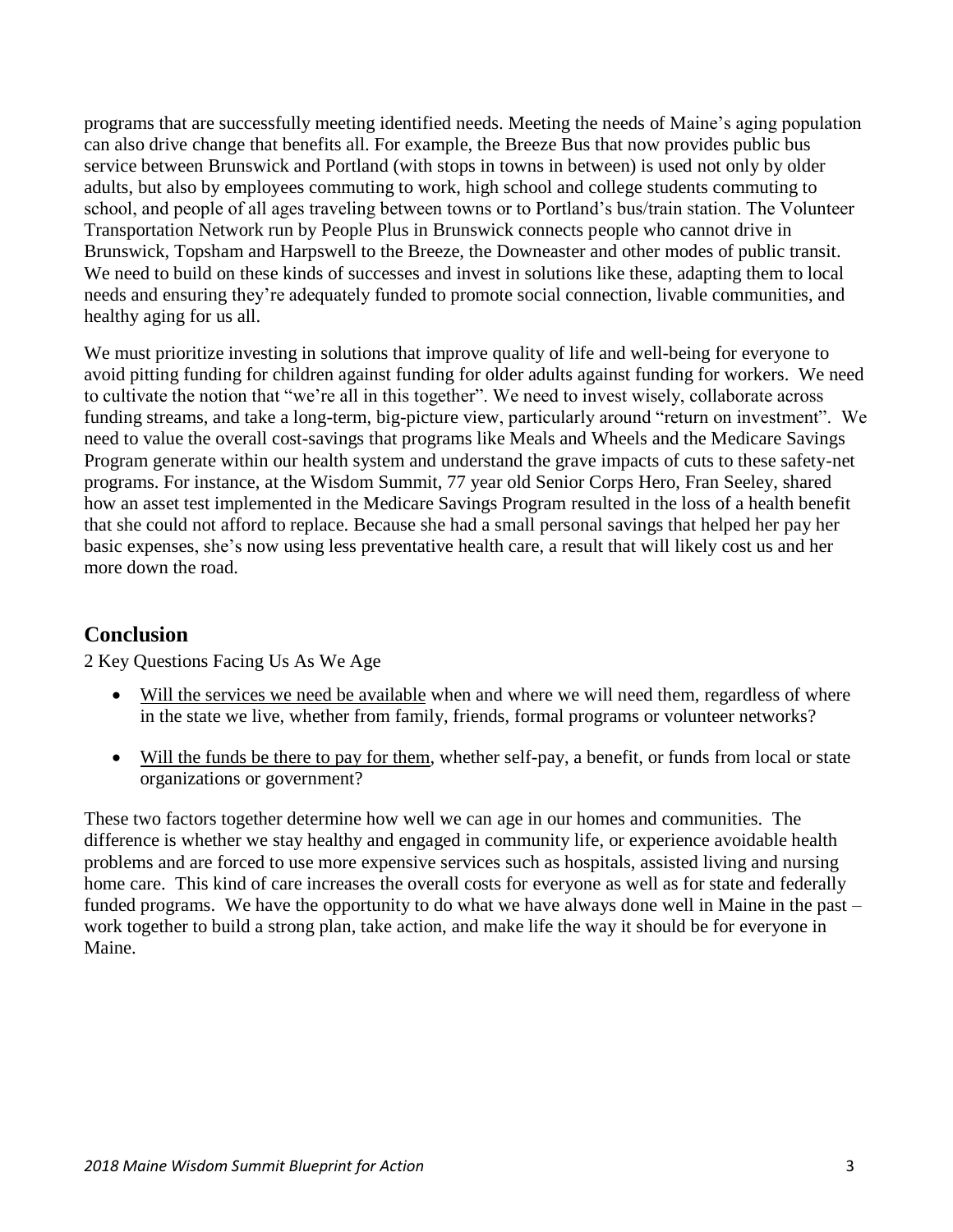programs that are successfully meeting identified needs. Meeting the needs of Maine's aging population can also drive change that benefits all. For example, the Breeze Bus that now provides public bus service between Brunswick and Portland (with stops in towns in between) is used not only by older adults, but also by employees commuting to work, high school and college students commuting to school, and people of all ages traveling between towns or to Portland's bus/train station. The Volunteer Transportation Network run by People Plus in Brunswick connects people who cannot drive in Brunswick, Topsham and Harpswell to the Breeze, the Downeaster and other modes of public transit. We need to build on these kinds of successes and invest in solutions like these, adapting them to local needs and ensuring they're adequately funded to promote social connection, livable communities, and healthy aging for us all.

We must prioritize investing in solutions that improve quality of life and well-being for everyone to avoid pitting funding for children against funding for older adults against funding for workers. We need to cultivate the notion that "we're all in this together". We need to invest wisely, collaborate across funding streams, and take a long-term, big-picture view, particularly around "return on investment". We need to value the overall cost-savings that programs like Meals and Wheels and the Medicare Savings Program generate within our health system and understand the grave impacts of cuts to these safety-net programs. For instance, at the Wisdom Summit, 77 year old Senior Corps Hero, Fran Seeley, shared how an asset test implemented in the Medicare Savings Program resulted in the loss of a health benefit that she could not afford to replace. Because she had a small personal savings that helped her pay her basic expenses, she's now using less preventative health care, a result that will likely cost us and her more down the road.

## Conclusion

2 Key Questions Facing Us As We Age

- Will the services we need be available when and where we will need them, regardless of where in the state we live, whether from family, friends, formal programs or volunteer networks?
- Will the funds be there to pay for them, whether self-pay, a benefit, or funds from local or state organizations or government?

These two factors together determine how well we can age in our homes and communities. The difference is whether we stay healthy and engaged in community life, or experience avoidable health problems and are forced to use more expensive services such as hospitals, assisted living and nursing home care. This kind of care increases the overall costs for everyone as well as for state and federally funded programs. We have the opportunity to do what we have always done well in Maine in the past – work together to build a strong plan, take action, and make life the way it should be for everyone in Maine.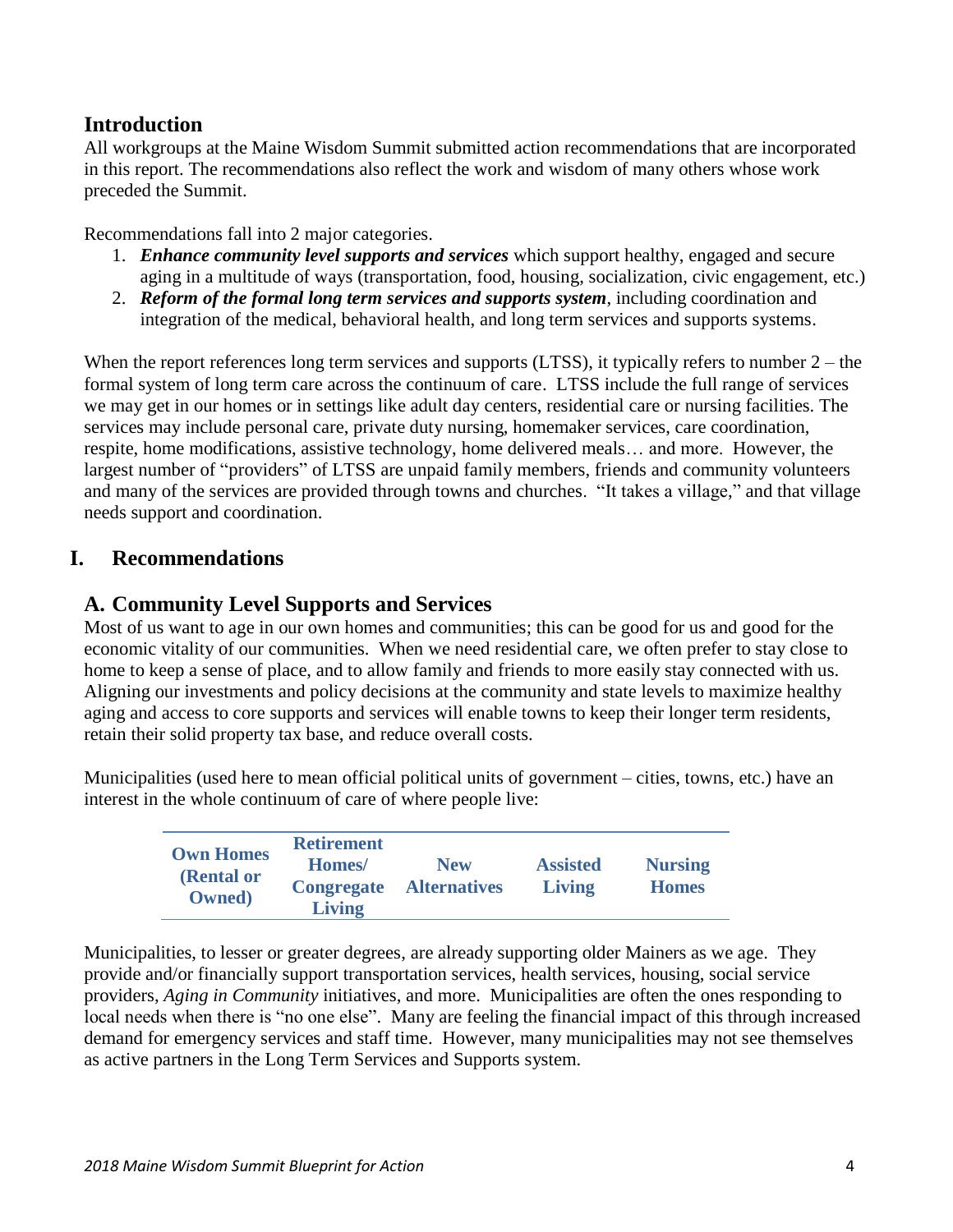## Introduction

All workgroups at the Maine Wisdom Summit submitted action recommendations that are incorporated in this report. The recommendations also reflect the work and wisdom of many others whose work preceded the Summit.

Recommendations fall into 2 major categories.

1. ***Enhance community level supports and services*** which support healthy, engaged and secure aging in a multitude of ways (transportation, food, housing, socialization, civic engagement, etc.)
2. ***Reform of the formal long term services and supports system***, including coordination and integration of the medical, behavioral health, and long term services and supports systems.

When the report references long term services and supports (LTSS), it typically refers to number 2 – the formal system of long term care across the continuum of care. LTSS include the full range of services we may get in our homes or in settings like adult day centers, residential care or nursing facilities. The services may include personal care, private duty nursing, homemaker services, care coordination, respite, home modifications, assistive technology, home delivered meals… and more. However, the largest number of "providers" of LTSS are unpaid family members, friends and community volunteers and many of the services are provided through towns and churches. "It takes a village," and that village needs support and coordination.

# I. Recommendations

## A. Community Level Supports and Services

Most of us want to age in our own homes and communities; this can be good for us and good for the economic vitality of our communities. When we need residential care, we often prefer to stay close to home to keep a sense of place, and to allow family and friends to more easily stay connected with us. Aligning our investments and policy decisions at the community and state levels to maximize healthy aging and access to core supports and services will enable towns to keep their longer term residents, retain their solid property tax base, and reduce overall costs.

Municipalities (used here to mean official political units of government – cities, towns, etc.) have an interest in the whole continuum of care of where people live:

| Own Homes (Rental or Owned) | Retirement Homes/ Congregate Living | New Alternatives | Assisted Living | Nursing Homes |
|---|---|---|---|---|

Municipalities, to lesser or greater degrees, are already supporting older Mainers as we age. They provide and/or financially support transportation services, health services, housing, social service providers, *Aging in Community* initiatives, and more. Municipalities are often the ones responding to local needs when there is "no one else". Many are feeling the financial impact of this through increased demand for emergency services and staff time. However, many municipalities may not see themselves as active partners in the Long Term Services and Supports system.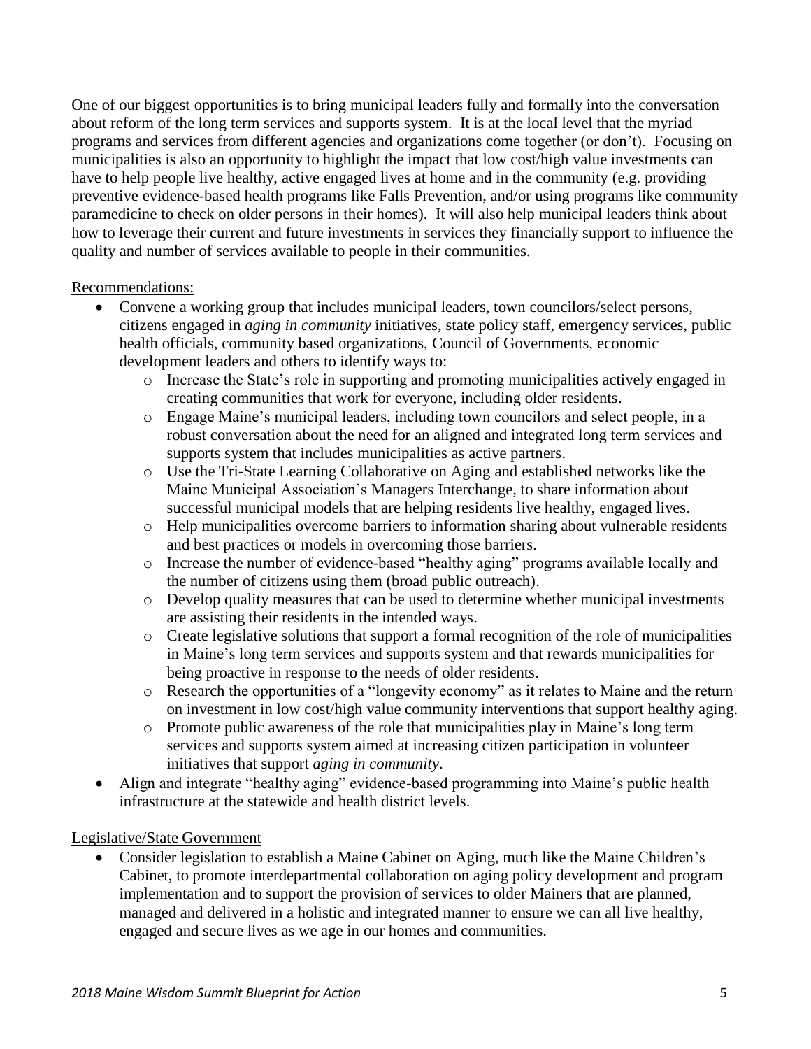One of our biggest opportunities is to bring municipal leaders fully and formally into the conversation about reform of the long term services and supports system. It is at the local level that the myriad programs and services from different agencies and organizations come together (or don't). Focusing on municipalities is also an opportunity to highlight the impact that low cost/high value investments can have to help people live healthy, active engaged lives at home and in the community (e.g. providing preventive evidence-based health programs like Falls Prevention, and/or using programs like community paramedicine to check on older persons in their homes). It will also help municipal leaders think about how to leverage their current and future investments in services they financially support to influence the quality and number of services available to people in their communities.

<u>Recommendations:</u>

- Convene a working group that includes municipal leaders, town councilors/select persons, citizens engaged in *aging in community* initiatives, state policy staff, emergency services, public health officials, community based organizations, Council of Governments, economic development leaders and others to identify ways to:
  - Increase the State's role in supporting and promoting municipalities actively engaged in creating communities that work for everyone, including older residents.
  - Engage Maine's municipal leaders, including town councilors and select people, in a robust conversation about the need for an aligned and integrated long term services and supports system that includes municipalities as active partners.
  - Use the Tri-State Learning Collaborative on Aging and established networks like the Maine Municipal Association's Managers Interchange, to share information about successful municipal models that are helping residents live healthy, engaged lives.
  - Help municipalities overcome barriers to information sharing about vulnerable residents and best practices or models in overcoming those barriers.
  - Increase the number of evidence-based "healthy aging" programs available locally and the number of citizens using them (broad public outreach).
  - Develop quality measures that can be used to determine whether municipal investments are assisting their residents in the intended ways.
  - Create legislative solutions that support a formal recognition of the role of municipalities in Maine's long term services and supports system and that rewards municipalities for being proactive in response to the needs of older residents.
  - Research the opportunities of a "longevity economy" as it relates to Maine and the return on investment in low cost/high value community interventions that support healthy aging.
  - Promote public awareness of the role that municipalities play in Maine's long term services and supports system aimed at increasing citizen participation in volunteer initiatives that support *aging in community*.
- Align and integrate "healthy aging" evidence-based programming into Maine's public health infrastructure at the statewide and health district levels.

<u>Legislative/State Government</u>

- Consider legislation to establish a Maine Cabinet on Aging, much like the Maine Children's Cabinet, to promote interdepartmental collaboration on aging policy development and program implementation and to support the provision of services to older Mainers that are planned, managed and delivered in a holistic and integrated manner to ensure we can all live healthy, engaged and secure lives as we age in our homes and communities.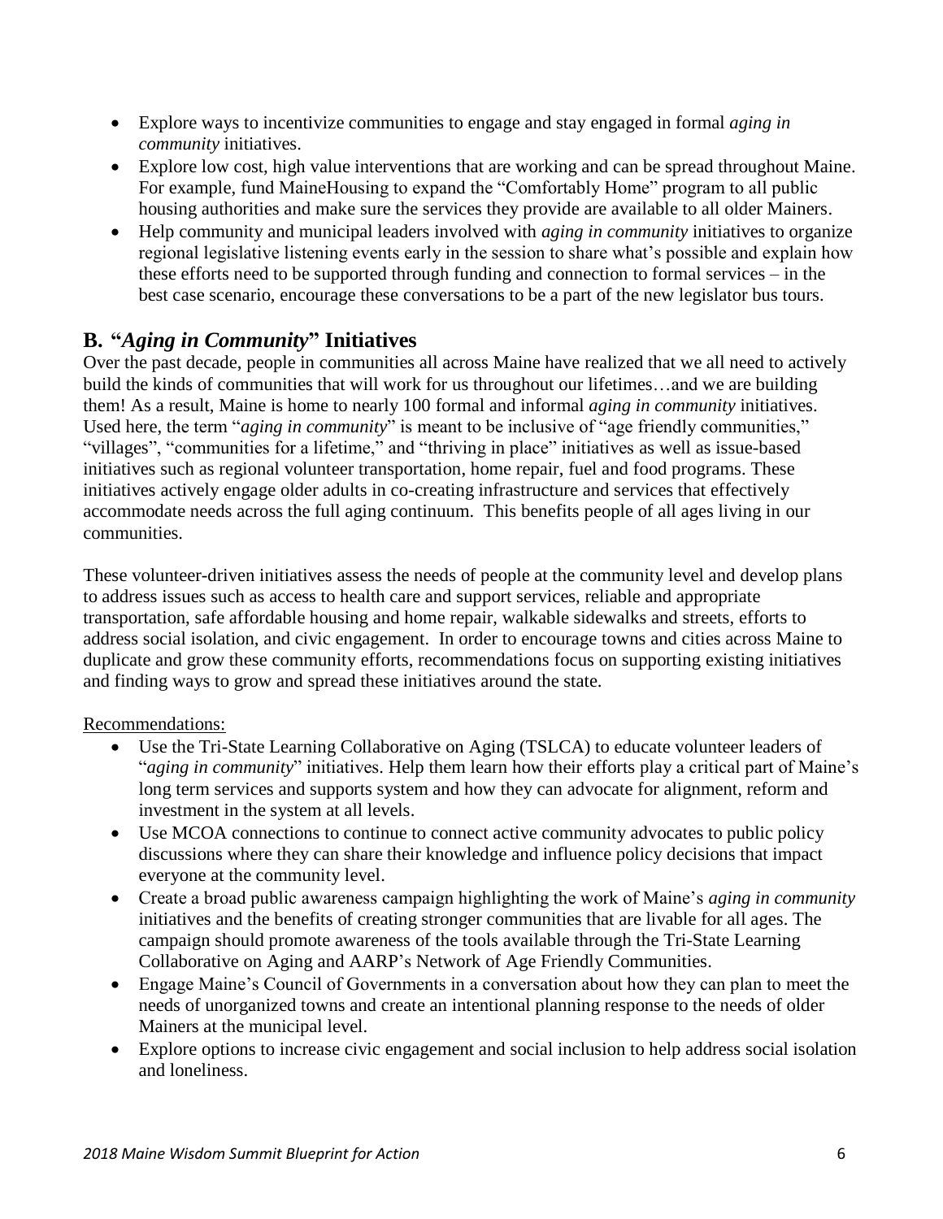- Explore ways to incentivize communities to engage and stay engaged in formal *aging in community* initiatives.
- Explore low cost, high value interventions that are working and can be spread throughout Maine. For example, fund MaineHousing to expand the "Comfortably Home" program to all public housing authorities and make sure the services they provide are available to all older Mainers.
- Help community and municipal leaders involved with *aging in community* initiatives to organize regional legislative listening events early in the session to share what's possible and explain how these efforts need to be supported through funding and connection to formal services – in the best case scenario, encourage these conversations to be a part of the new legislator bus tours.

## B. "*Aging in Community*" Initiatives

Over the past decade, people in communities all across Maine have realized that we all need to actively build the kinds of communities that will work for us throughout our lifetimes…and we are building them! As a result, Maine is home to nearly 100 formal and informal *aging in community* initiatives. Used here, the term "*aging in community*" is meant to be inclusive of "age friendly communities," "villages", "communities for a lifetime," and "thriving in place" initiatives as well as issue-based initiatives such as regional volunteer transportation, home repair, fuel and food programs. These initiatives actively engage older adults in co-creating infrastructure and services that effectively accommodate needs across the full aging continuum. This benefits people of all ages living in our communities.

These volunteer-driven initiatives assess the needs of people at the community level and develop plans to address issues such as access to health care and support services, reliable and appropriate transportation, safe affordable housing and home repair, walkable sidewalks and streets, efforts to address social isolation, and civic engagement. In order to encourage towns and cities across Maine to duplicate and grow these community efforts, recommendations focus on supporting existing initiatives and finding ways to grow and spread these initiatives around the state.

<u>Recommendations:</u>

- Use the Tri-State Learning Collaborative on Aging (TSLCA) to educate volunteer leaders of "*aging in community*" initiatives. Help them learn how their efforts play a critical part of Maine's long term services and supports system and how they can advocate for alignment, reform and investment in the system at all levels.
- Use MCOA connections to continue to connect active community advocates to public policy discussions where they can share their knowledge and influence policy decisions that impact everyone at the community level.
- Create a broad public awareness campaign highlighting the work of Maine's *aging in community* initiatives and the benefits of creating stronger communities that are livable for all ages. The campaign should promote awareness of the tools available through the Tri-State Learning Collaborative on Aging and AARP's Network of Age Friendly Communities.
- Engage Maine's Council of Governments in a conversation about how they can plan to meet the needs of unorganized towns and create an intentional planning response to the needs of older Mainers at the municipal level.
- Explore options to increase civic engagement and social inclusion to help address social isolation and loneliness.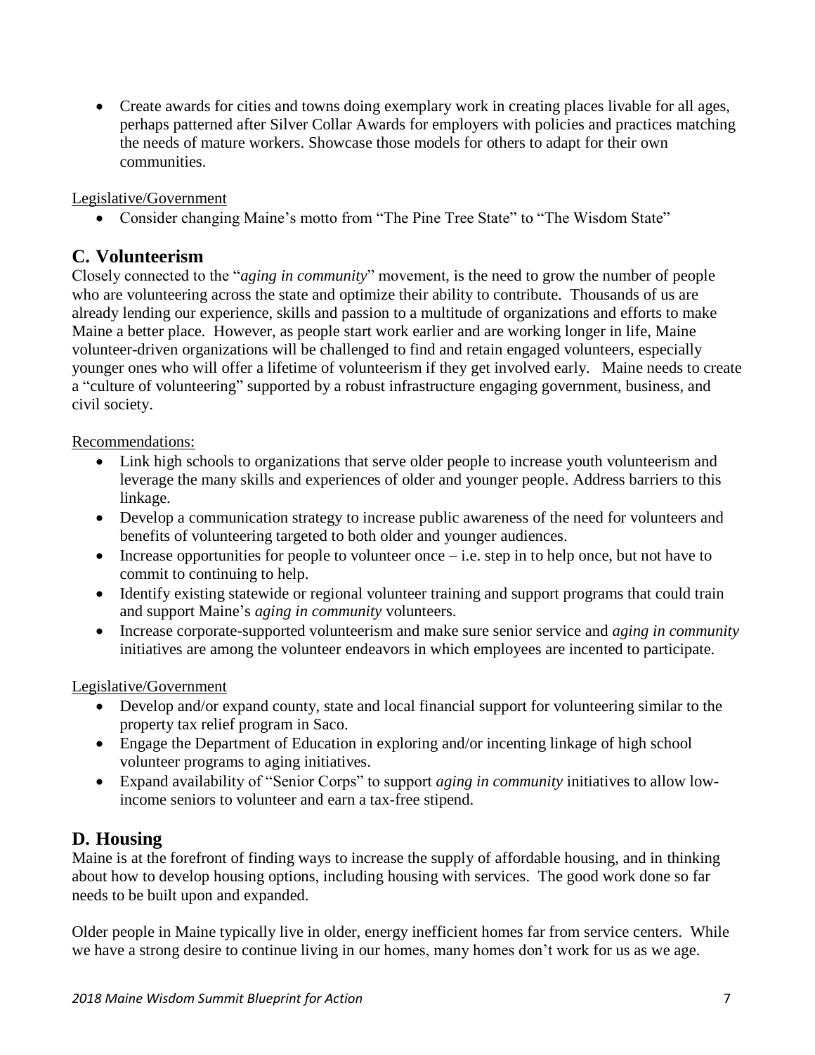- Create awards for cities and towns doing exemplary work in creating places livable for all ages, perhaps patterned after Silver Collar Awards for employers with policies and practices matching the needs of mature workers. Showcase those models for others to adapt for their own communities.

Legislative/Government

- Consider changing Maine's motto from "The Pine Tree State" to "The Wisdom State"

## C. Volunteerism

Closely connected to the "*aging in community*" movement, is the need to grow the number of people who are volunteering across the state and optimize their ability to contribute. Thousands of us are already lending our experience, skills and passion to a multitude of organizations and efforts to make Maine a better place. However, as people start work earlier and are working longer in life, Maine volunteer-driven organizations will be challenged to find and retain engaged volunteers, especially younger ones who will offer a lifetime of volunteerism if they get involved early. Maine needs to create a "culture of volunteering" supported by a robust infrastructure engaging government, business, and civil society.

Recommendations:

- Link high schools to organizations that serve older people to increase youth volunteerism and leverage the many skills and experiences of older and younger people. Address barriers to this linkage.
- Develop a communication strategy to increase public awareness of the need for volunteers and benefits of volunteering targeted to both older and younger audiences.
- Increase opportunities for people to volunteer once – i.e. step in to help once, but not have to commit to continuing to help.
- Identify existing statewide or regional volunteer training and support programs that could train and support Maine's *aging in community* volunteers.
- Increase corporate-supported volunteerism and make sure senior service and *aging in community* initiatives are among the volunteer endeavors in which employees are incented to participate.

Legislative/Government

- Develop and/or expand county, state and local financial support for volunteering similar to the property tax relief program in Saco.
- Engage the Department of Education in exploring and/or incenting linkage of high school volunteer programs to aging initiatives.
- Expand availability of "Senior Corps" to support *aging in community* initiatives to allow low-income seniors to volunteer and earn a tax-free stipend.

## D. Housing

Maine is at the forefront of finding ways to increase the supply of affordable housing, and in thinking about how to develop housing options, including housing with services. The good work done so far needs to be built upon and expanded.

Older people in Maine typically live in older, energy inefficient homes far from service centers. While we have a strong desire to continue living in our homes, many homes don't work for us as we age.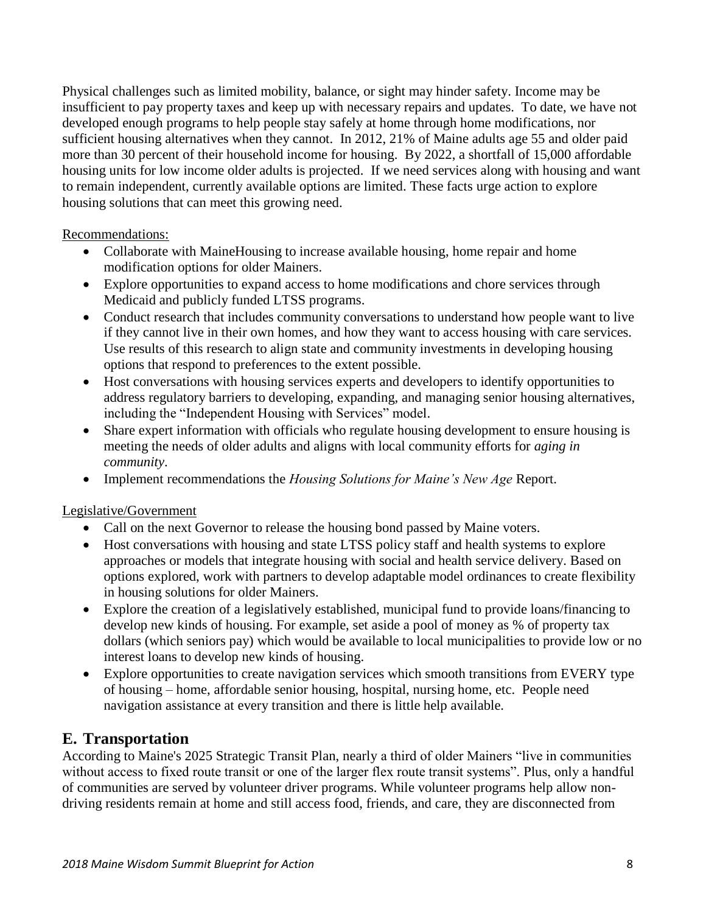Physical challenges such as limited mobility, balance, or sight may hinder safety. Income may be insufficient to pay property taxes and keep up with necessary repairs and updates. To date, we have not developed enough programs to help people stay safely at home through home modifications, nor sufficient housing alternatives when they cannot. In 2012, 21% of Maine adults age 55 and older paid more than 30 percent of their household income for housing. By 2022, a shortfall of 15,000 affordable housing units for low income older adults is projected. If we need services along with housing and want to remain independent, currently available options are limited. These facts urge action to explore housing solutions that can meet this growing need.

Recommendations:

- Collaborate with MaineHousing to increase available housing, home repair and home modification options for older Mainers.
- Explore opportunities to expand access to home modifications and chore services through Medicaid and publicly funded LTSS programs.
- Conduct research that includes community conversations to understand how people want to live if they cannot live in their own homes, and how they want to access housing with care services. Use results of this research to align state and community investments in developing housing options that respond to preferences to the extent possible.
- Host conversations with housing services experts and developers to identify opportunities to address regulatory barriers to developing, expanding, and managing senior housing alternatives, including the "Independent Housing with Services" model.
- Share expert information with officials who regulate housing development to ensure housing is meeting the needs of older adults and aligns with local community efforts for *aging in community*.
- Implement recommendations the *Housing Solutions for Maine's New Age* Report.

Legislative/Government

- Call on the next Governor to release the housing bond passed by Maine voters.
- Host conversations with housing and state LTSS policy staff and health systems to explore approaches or models that integrate housing with social and health service delivery. Based on options explored, work with partners to develop adaptable model ordinances to create flexibility in housing solutions for older Mainers.
- Explore the creation of a legislatively established, municipal fund to provide loans/financing to develop new kinds of housing. For example, set aside a pool of money as % of property tax dollars (which seniors pay) which would be available to local municipalities to provide low or no interest loans to develop new kinds of housing.
- Explore opportunities to create navigation services which smooth transitions from EVERY type of housing – home, affordable senior housing, hospital, nursing home, etc. People need navigation assistance at every transition and there is little help available.

## E. Transportation

According to Maine's 2025 Strategic Transit Plan, nearly a third of older Mainers "live in communities without access to fixed route transit or one of the larger flex route transit systems". Plus, only a handful of communities are served by volunteer driver programs. While volunteer programs help allow non-driving residents remain at home and still access food, friends, and care, they are disconnected from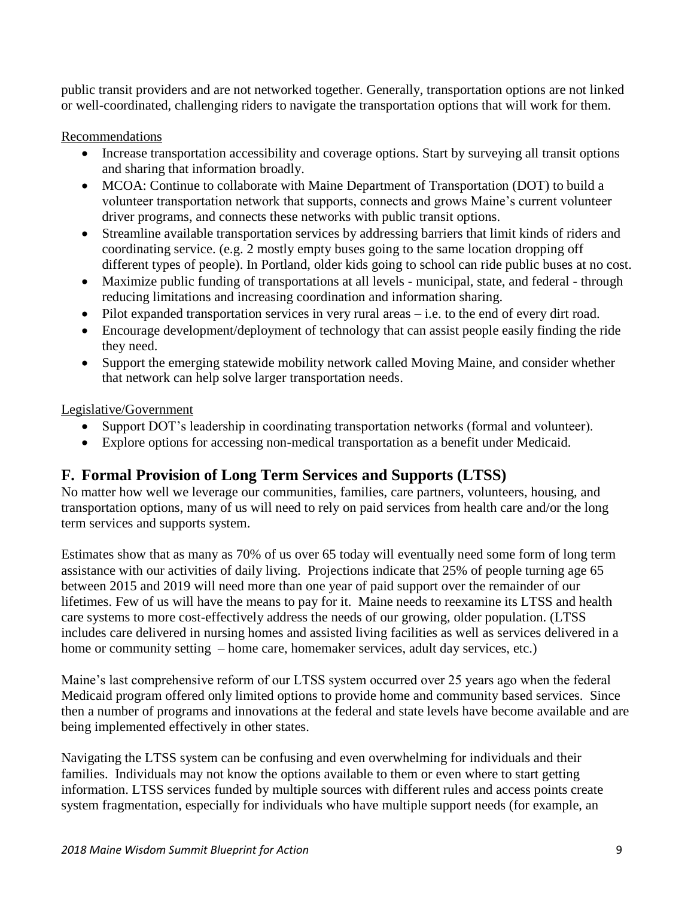public transit providers and are not networked together. Generally, transportation options are not linked or well-coordinated, challenging riders to navigate the transportation options that will work for them.

Recommendations

- Increase transportation accessibility and coverage options. Start by surveying all transit options and sharing that information broadly.
- MCOA: Continue to collaborate with Maine Department of Transportation (DOT) to build a volunteer transportation network that supports, connects and grows Maine's current volunteer driver programs, and connects these networks with public transit options.
- Streamline available transportation services by addressing barriers that limit kinds of riders and coordinating service. (e.g. 2 mostly empty buses going to the same location dropping off different types of people). In Portland, older kids going to school can ride public buses at no cost.
- Maximize public funding of transportations at all levels - municipal, state, and federal - through reducing limitations and increasing coordination and information sharing.
- Pilot expanded transportation services in very rural areas – i.e. to the end of every dirt road.
- Encourage development/deployment of technology that can assist people easily finding the ride they need.
- Support the emerging statewide mobility network called Moving Maine, and consider whether that network can help solve larger transportation needs.

Legislative/Government

- Support DOT's leadership in coordinating transportation networks (formal and volunteer).
- Explore options for accessing non-medical transportation as a benefit under Medicaid.

## F. Formal Provision of Long Term Services and Supports (LTSS)

No matter how well we leverage our communities, families, care partners, volunteers, housing, and transportation options, many of us will need to rely on paid services from health care and/or the long term services and supports system.

Estimates show that as many as 70% of us over 65 today will eventually need some form of long term assistance with our activities of daily living. Projections indicate that 25% of people turning age 65 between 2015 and 2019 will need more than one year of paid support over the remainder of our lifetimes. Few of us will have the means to pay for it. Maine needs to reexamine its LTSS and health care systems to more cost-effectively address the needs of our growing, older population. (LTSS includes care delivered in nursing homes and assisted living facilities as well as services delivered in a home or community setting – home care, homemaker services, adult day services, etc.)

Maine's last comprehensive reform of our LTSS system occurred over 25 years ago when the federal Medicaid program offered only limited options to provide home and community based services. Since then a number of programs and innovations at the federal and state levels have become available and are being implemented effectively in other states.

Navigating the LTSS system can be confusing and even overwhelming for individuals and their families. Individuals may not know the options available to them or even where to start getting information. LTSS services funded by multiple sources with different rules and access points create system fragmentation, especially for individuals who have multiple support needs (for example, an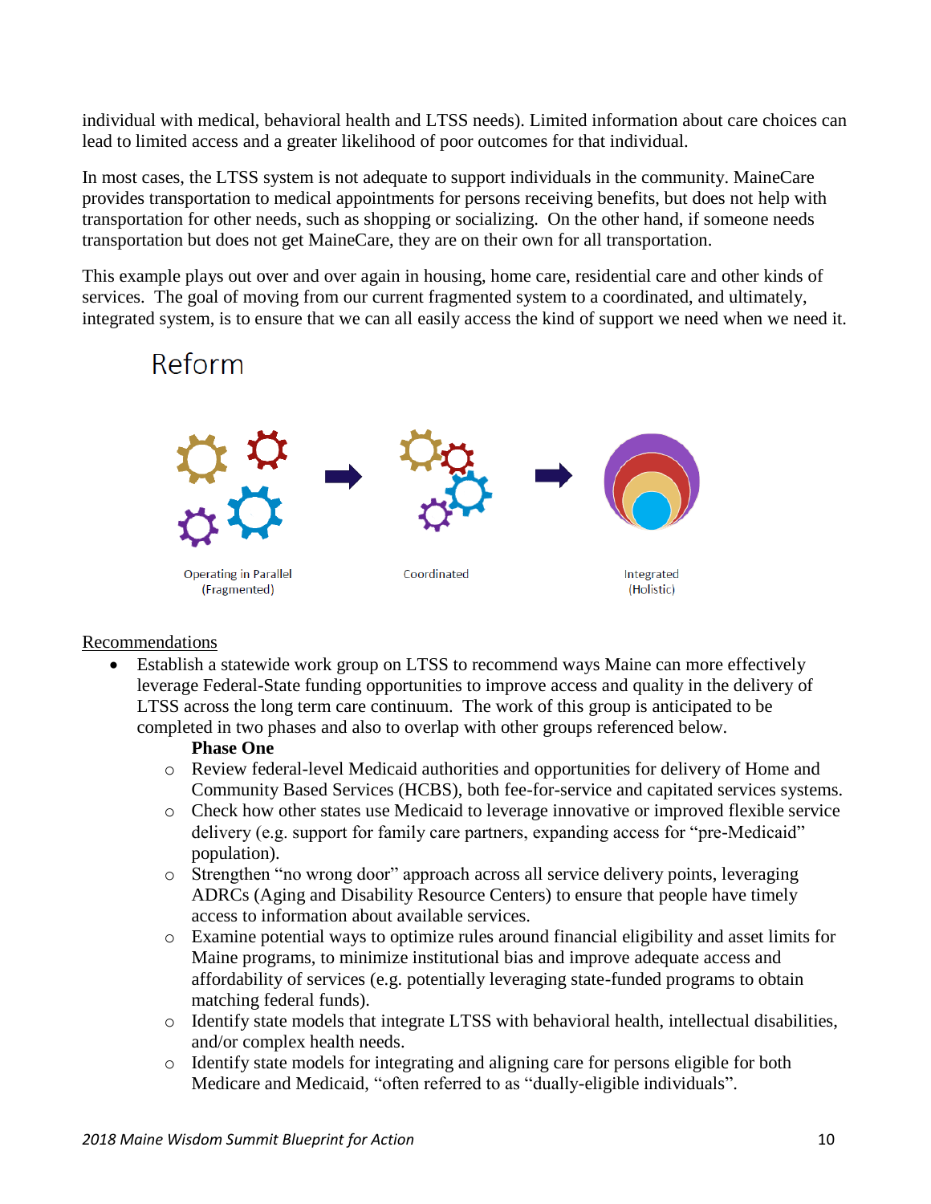individual with medical, behavioral health and LTSS needs). Limited information about care choices can lead to limited access and a greater likelihood of poor outcomes for that individual.

In most cases, the LTSS system is not adequate to support individuals in the community. MaineCare provides transportation to medical appointments for persons receiving benefits, but does not help with transportation for other needs, such as shopping or socializing. On the other hand, if someone needs transportation but does not get MaineCare, they are on their own for all transportation.

This example plays out over and over again in housing, home care, residential care and other kinds of services. The goal of moving from our current fragmented system to a coordinated, and ultimately, integrated system, is to ensure that we can all easily access the kind of support we need when we need it.

Reform

Operating in Parallel (Fragmented) → Coordinated → Integrated (Holistic)

<u>Recommendations</u>

- Establish a statewide work group on LTSS to recommend ways Maine can more effectively leverage Federal-State funding opportunities to improve access and quality in the delivery of LTSS across the long term care continuum. The work of this group is anticipated to be completed in two phases and also to overlap with other groups referenced below.

  **Phase One**

  - Review federal-level Medicaid authorities and opportunities for delivery of Home and Community Based Services (HCBS), both fee-for-service and capitated services systems.
  - Check how other states use Medicaid to leverage innovative or improved flexible service delivery (e.g. support for family care partners, expanding access for "pre-Medicaid" population).
  - Strengthen "no wrong door" approach across all service delivery points, leveraging ADRCs (Aging and Disability Resource Centers) to ensure that people have timely access to information about available services.
  - Examine potential ways to optimize rules around financial eligibility and asset limits for Maine programs, to minimize institutional bias and improve adequate access and affordability of services (e.g. potentially leveraging state-funded programs to obtain matching federal funds).
  - Identify state models that integrate LTSS with behavioral health, intellectual disabilities, and/or complex health needs.
  - Identify state models for integrating and aligning care for persons eligible for both Medicare and Medicaid, "often referred to as "dually-eligible individuals".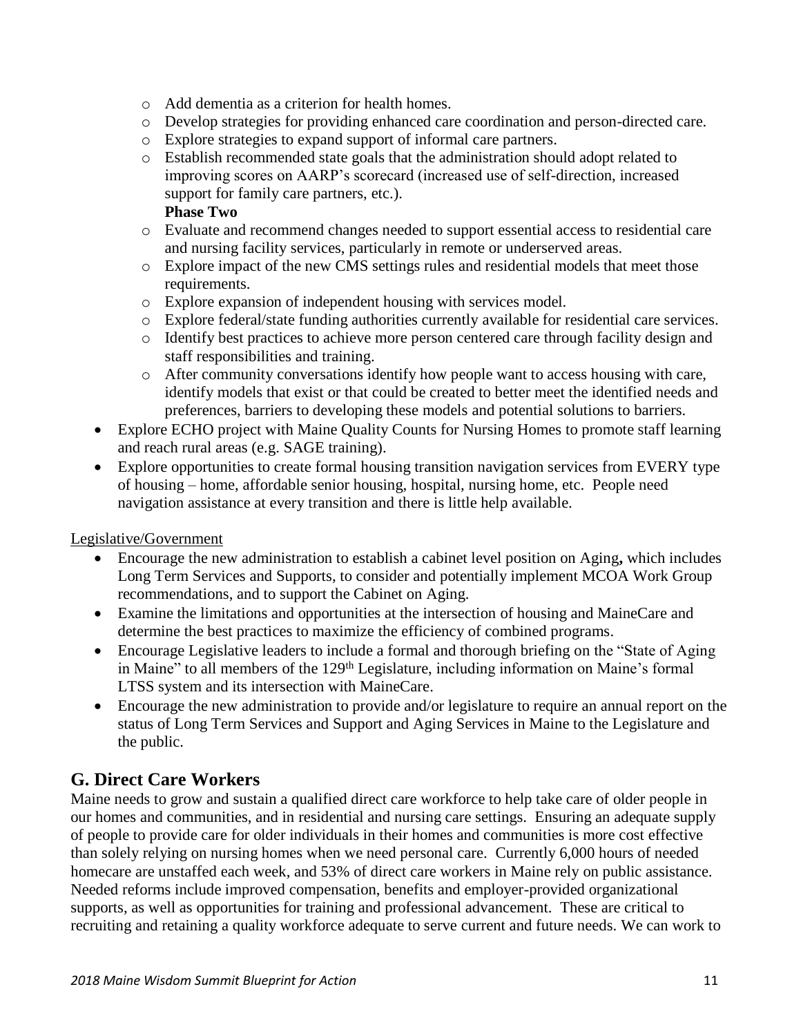- Add dementia as a criterion for health homes.
  - Develop strategies for providing enhanced care coordination and person-directed care.
  - Explore strategies to expand support of informal care partners.
  - Establish recommended state goals that the administration should adopt related to improving scores on AARP's scorecard (increased use of self-direction, increased support for family care partners, etc.).

  **Phase Two**

  - Evaluate and recommend changes needed to support essential access to residential care and nursing facility services, particularly in remote or underserved areas.
  - Explore impact of the new CMS settings rules and residential models that meet those requirements.
  - Explore expansion of independent housing with services model.
  - Explore federal/state funding authorities currently available for residential care services.
  - Identify best practices to achieve more person centered care through facility design and staff responsibilities and training.
  - After community conversations identify how people want to access housing with care, identify models that exist or that could be created to better meet the identified needs and preferences, barriers to developing these models and potential solutions to barriers.
- Explore ECHO project with Maine Quality Counts for Nursing Homes to promote staff learning and reach rural areas (e.g. SAGE training).
- Explore opportunities to create formal housing transition navigation services from EVERY type of housing – home, affordable senior housing, hospital, nursing home, etc. People need navigation assistance at every transition and there is little help available.

<u>Legislative/Government</u>

- Encourage the new administration to establish a cabinet level position on Aging**,** which includes Long Term Services and Supports, to consider and potentially implement MCOA Work Group recommendations, and to support the Cabinet on Aging.
- Examine the limitations and opportunities at the intersection of housing and MaineCare and determine the best practices to maximize the efficiency of combined programs.
- Encourage Legislative leaders to include a formal and thorough briefing on the "State of Aging in Maine" to all members of the 129th Legislature, including information on Maine's formal LTSS system and its intersection with MaineCare.
- Encourage the new administration to provide and/or legislature to require an annual report on the status of Long Term Services and Support and Aging Services in Maine to the Legislature and the public.

## G. Direct Care Workers

Maine needs to grow and sustain a qualified direct care workforce to help take care of older people in our homes and communities, and in residential and nursing care settings. Ensuring an adequate supply of people to provide care for older individuals in their homes and communities is more cost effective than solely relying on nursing homes when we need personal care. Currently 6,000 hours of needed homecare are unstaffed each week, and 53% of direct care workers in Maine rely on public assistance. Needed reforms include improved compensation, benefits and employer-provided organizational supports, as well as opportunities for training and professional advancement. These are critical to recruiting and retaining a quality workforce adequate to serve current and future needs. We can work to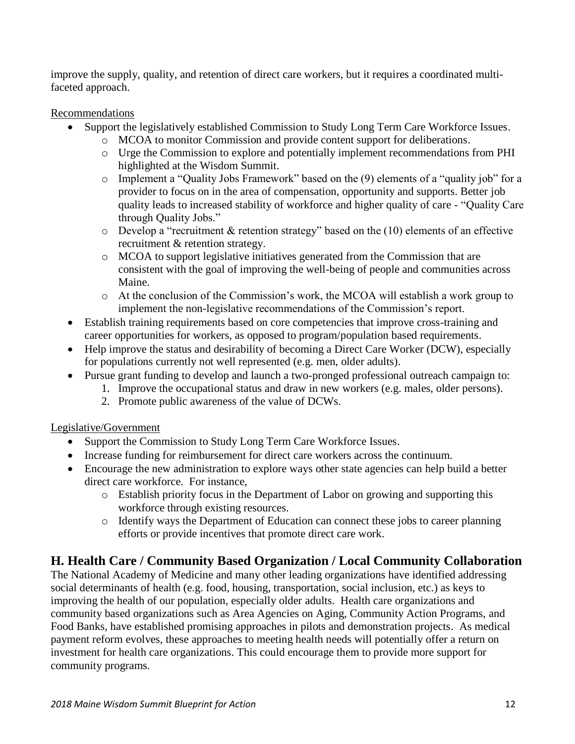improve the supply, quality, and retention of direct care workers, but it requires a coordinated multi-faceted approach.

Recommendations

- Support the legislatively established Commission to Study Long Term Care Workforce Issues.
    - MCOA to monitor Commission and provide content support for deliberations.
    - Urge the Commission to explore and potentially implement recommendations from PHI highlighted at the Wisdom Summit.
    - Implement a "Quality Jobs Framework" based on the (9) elements of a "quality job" for a provider to focus on in the area of compensation, opportunity and supports. Better job quality leads to increased stability of workforce and higher quality of care - "Quality Care through Quality Jobs."
    - Develop a "recruitment & retention strategy" based on the (10) elements of an effective recruitment & retention strategy.
    - MCOA to support legislative initiatives generated from the Commission that are consistent with the goal of improving the well-being of people and communities across Maine.
    - At the conclusion of the Commission's work, the MCOA will establish a work group to implement the non-legislative recommendations of the Commission's report.
- Establish training requirements based on core competencies that improve cross-training and career opportunities for workers, as opposed to program/population based requirements.
- Help improve the status and desirability of becoming a Direct Care Worker (DCW), especially for populations currently not well represented (e.g. men, older adults).
- Pursue grant funding to develop and launch a two-pronged professional outreach campaign to:
    1. Improve the occupational status and draw in new workers (e.g. males, older persons).
    2. Promote public awareness of the value of DCWs.

Legislative/Government

- Support the Commission to Study Long Term Care Workforce Issues.
- Increase funding for reimbursement for direct care workers across the continuum.
- Encourage the new administration to explore ways other state agencies can help build a better direct care workforce. For instance,
    - Establish priority focus in the Department of Labor on growing and supporting this workforce through existing resources.
    - Identify ways the Department of Education can connect these jobs to career planning efforts or provide incentives that promote direct care work.

## H. Health Care / Community Based Organization / Local Community Collaboration

The National Academy of Medicine and many other leading organizations have identified addressing social determinants of health (e.g. food, housing, transportation, social inclusion, etc.) as keys to improving the health of our population, especially older adults. Health care organizations and community based organizations such as Area Agencies on Aging, Community Action Programs, and Food Banks, have established promising approaches in pilots and demonstration projects. As medical payment reform evolves, these approaches to meeting health needs will potentially offer a return on investment for health care organizations. This could encourage them to provide more support for community programs.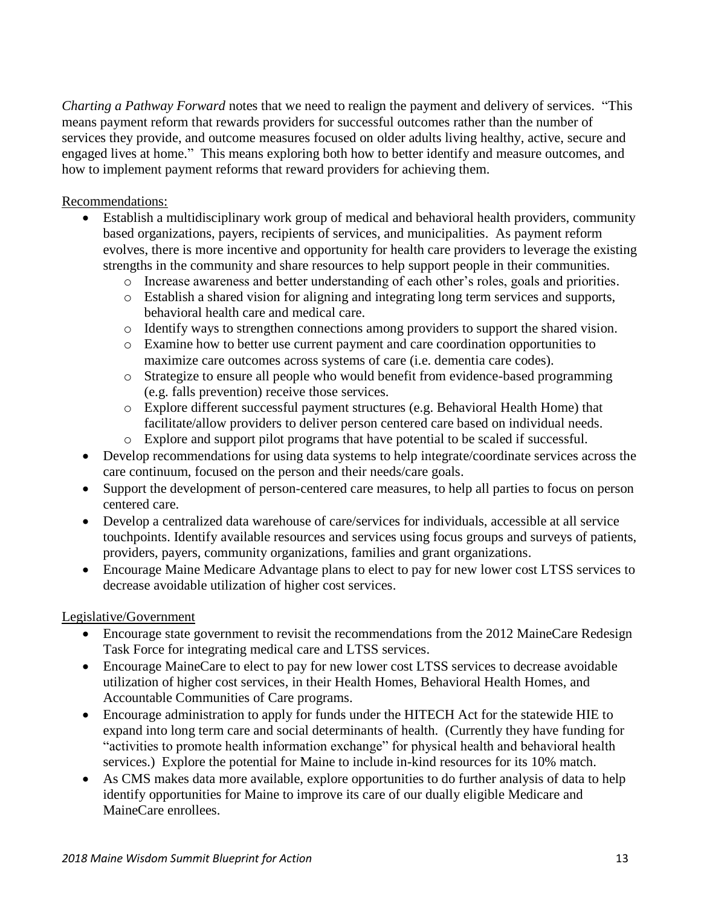*Charting a Pathway Forward* notes that we need to realign the payment and delivery of services. "This means payment reform that rewards providers for successful outcomes rather than the number of services they provide, and outcome measures focused on older adults living healthy, active, secure and engaged lives at home." This means exploring both how to better identify and measure outcomes, and how to implement payment reforms that reward providers for achieving them.

Recommendations:

- Establish a multidisciplinary work group of medical and behavioral health providers, community based organizations, payers, recipients of services, and municipalities. As payment reform evolves, there is more incentive and opportunity for health care providers to leverage the existing strengths in the community and share resources to help support people in their communities.
    - Increase awareness and better understanding of each other's roles, goals and priorities.
    - Establish a shared vision for aligning and integrating long term services and supports, behavioral health care and medical care.
    - Identify ways to strengthen connections among providers to support the shared vision.
    - Examine how to better use current payment and care coordination opportunities to maximize care outcomes across systems of care (i.e. dementia care codes).
    - Strategize to ensure all people who would benefit from evidence-based programming (e.g. falls prevention) receive those services.
    - Explore different successful payment structures (e.g. Behavioral Health Home) that facilitate/allow providers to deliver person centered care based on individual needs.
    - Explore and support pilot programs that have potential to be scaled if successful.
- Develop recommendations for using data systems to help integrate/coordinate services across the care continuum, focused on the person and their needs/care goals.
- Support the development of person-centered care measures, to help all parties to focus on person centered care.
- Develop a centralized data warehouse of care/services for individuals, accessible at all service touchpoints. Identify available resources and services using focus groups and surveys of patients, providers, payers, community organizations, families and grant organizations.
- Encourage Maine Medicare Advantage plans to elect to pay for new lower cost LTSS services to decrease avoidable utilization of higher cost services.

Legislative/Government

- Encourage state government to revisit the recommendations from the 2012 MaineCare Redesign Task Force for integrating medical care and LTSS services.
- Encourage MaineCare to elect to pay for new lower cost LTSS services to decrease avoidable utilization of higher cost services, in their Health Homes, Behavioral Health Homes, and Accountable Communities of Care programs.
- Encourage administration to apply for funds under the HITECH Act for the statewide HIE to expand into long term care and social determinants of health. (Currently they have funding for "activities to promote health information exchange" for physical health and behavioral health services.) Explore the potential for Maine to include in-kind resources for its 10% match.
- As CMS makes data more available, explore opportunities to do further analysis of data to help identify opportunities for Maine to improve its care of our dually eligible Medicare and MaineCare enrollees.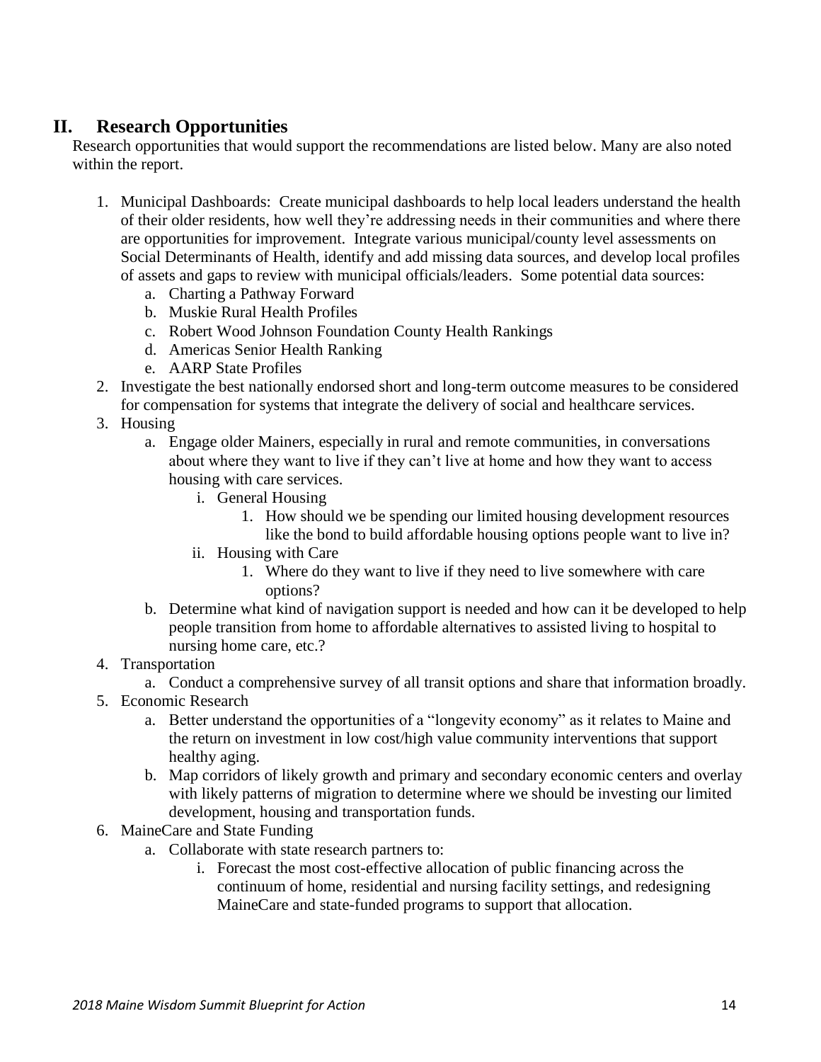## II. Research Opportunities

Research opportunities that would support the recommendations are listed below. Many are also noted within the report.

1. Municipal Dashboards: Create municipal dashboards to help local leaders understand the health of their older residents, how well they're addressing needs in their communities and where there are opportunities for improvement. Integrate various municipal/county level assessments on Social Determinants of Health, identify and add missing data sources, and develop local profiles of assets and gaps to review with municipal officials/leaders. Some potential data sources:
    a. Charting a Pathway Forward
    b. Muskie Rural Health Profiles
    c. Robert Wood Johnson Foundation County Health Rankings
    d. Americas Senior Health Ranking
    e. AARP State Profiles
2. Investigate the best nationally endorsed short and long-term outcome measures to be considered for compensation for systems that integrate the delivery of social and healthcare services.
3. Housing
    a. Engage older Mainers, especially in rural and remote communities, in conversations about where they want to live if they can't live at home and how they want to access housing with care services.
        i. General Housing
            1. How should we be spending our limited housing development resources like the bond to build affordable housing options people want to live in?
        ii. Housing with Care
            1. Where do they want to live if they need to live somewhere with care options?
    b. Determine what kind of navigation support is needed and how can it be developed to help people transition from home to affordable alternatives to assisted living to hospital to nursing home care, etc.?
4. Transportation
    a. Conduct a comprehensive survey of all transit options and share that information broadly.
5. Economic Research
    a. Better understand the opportunities of a "longevity economy" as it relates to Maine and the return on investment in low cost/high value community interventions that support healthy aging.
    b. Map corridors of likely growth and primary and secondary economic centers and overlay with likely patterns of migration to determine where we should be investing our limited development, housing and transportation funds.
6. MaineCare and State Funding
    a. Collaborate with state research partners to:
        i. Forecast the most cost-effective allocation of public financing across the continuum of home, residential and nursing facility settings, and redesigning MaineCare and state-funded programs to support that allocation.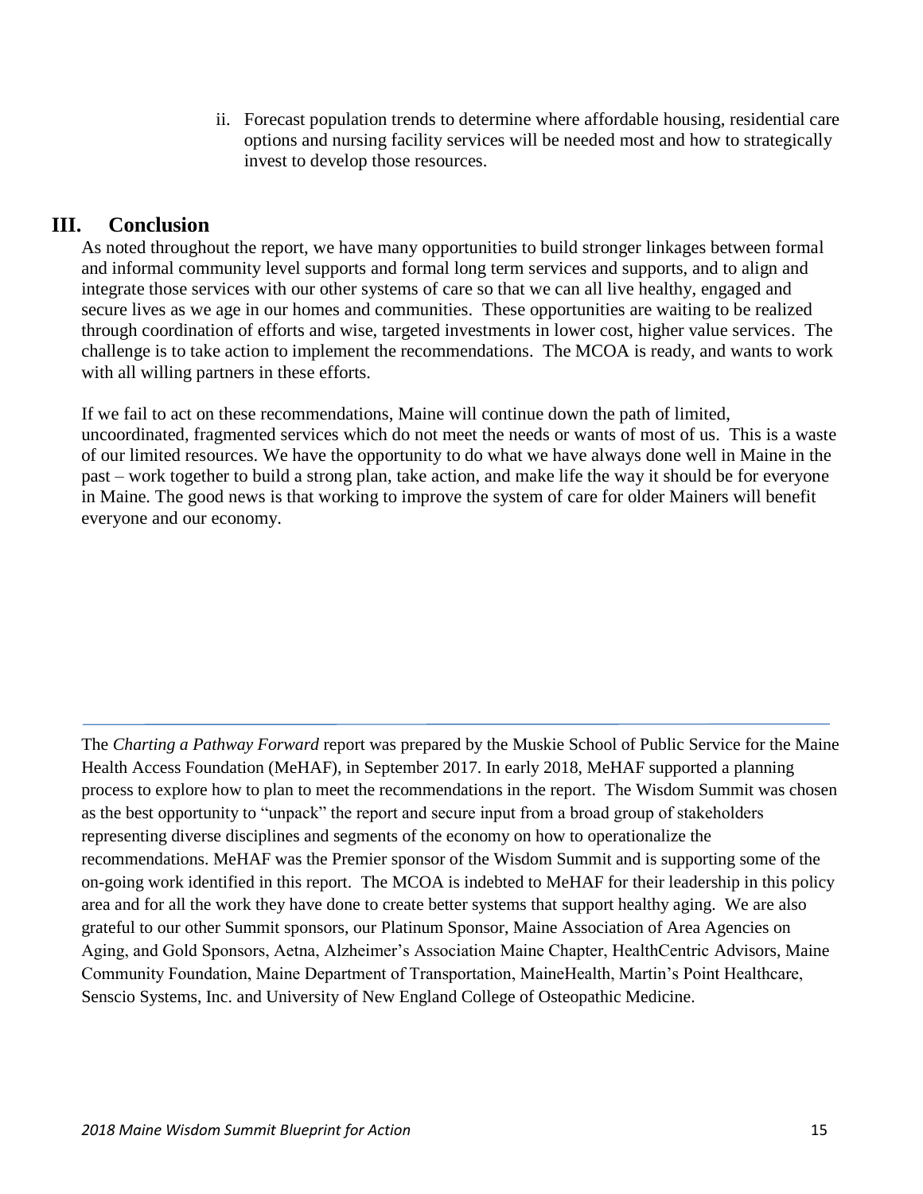ii. Forecast population trends to determine where affordable housing, residential care options and nursing facility services will be needed most and how to strategically invest to develop those resources.

## III. Conclusion

As noted throughout the report, we have many opportunities to build stronger linkages between formal and informal community level supports and formal long term services and supports, and to align and integrate those services with our other systems of care so that we can all live healthy, engaged and secure lives as we age in our homes and communities. These opportunities are waiting to be realized through coordination of efforts and wise, targeted investments in lower cost, higher value services. The challenge is to take action to implement the recommendations. The MCOA is ready, and wants to work with all willing partners in these efforts.

If we fail to act on these recommendations, Maine will continue down the path of limited, uncoordinated, fragmented services which do not meet the needs or wants of most of us. This is a waste of our limited resources. We have the opportunity to do what we have always done well in Maine in the past – work together to build a strong plan, take action, and make life the way it should be for everyone in Maine. The good news is that working to improve the system of care for older Mainers will benefit everyone and our economy.

---

The *Charting a Pathway Forward* report was prepared by the Muskie School of Public Service for the Maine Health Access Foundation (MeHAF), in September 2017. In early 2018, MeHAF supported a planning process to explore how to plan to meet the recommendations in the report. The Wisdom Summit was chosen as the best opportunity to "unpack" the report and secure input from a broad group of stakeholders representing diverse disciplines and segments of the economy on how to operationalize the recommendations. MeHAF was the Premier sponsor of the Wisdom Summit and is supporting some of the on-going work identified in this report. The MCOA is indebted to MeHAF for their leadership in this policy area and for all the work they have done to create better systems that support healthy aging. We are also grateful to our other Summit sponsors, our Platinum Sponsor, Maine Association of Area Agencies on Aging, and Gold Sponsors, Aetna, Alzheimer's Association Maine Chapter, HealthCentric Advisors, Maine Community Foundation, Maine Department of Transportation, MaineHealth, Martin's Point Healthcare, Senscio Systems, Inc. and University of New England College of Osteopathic Medicine.